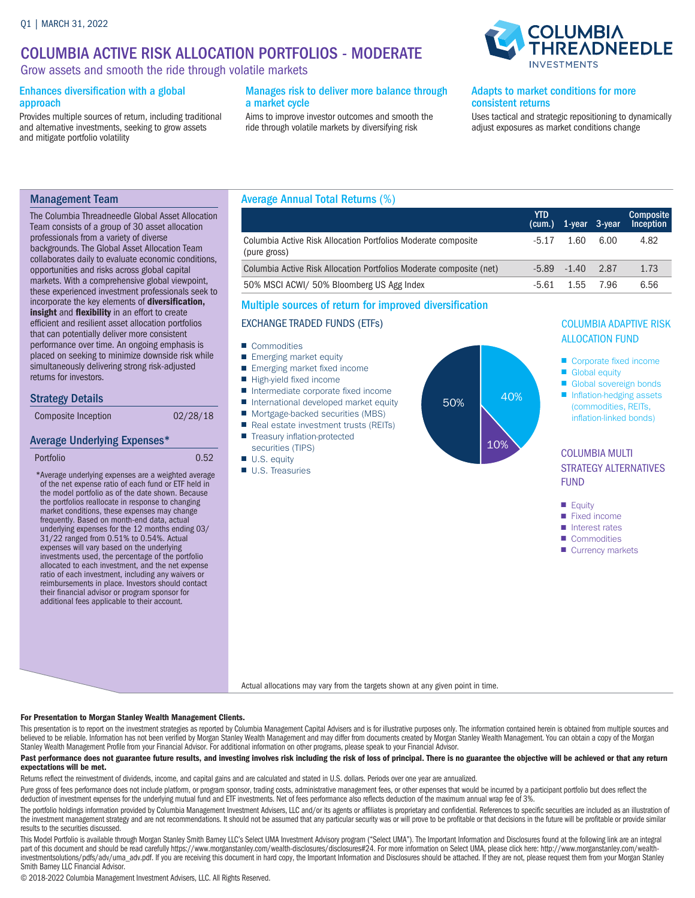Q1 | MARCH 31, 2022

# COLUMBIA ACTIVE RISK ALLOCATION PORTFOLIOS - MODERATE

Grow assets and smooth the ride through volatile markets

### Enhances diversification with a global approach

Provides multiple sources of return, including traditional and alternative investments, seeking to grow assets and mitigate portfolio volatility

### Manages risk to deliver more balance through a market cycle

Aims to improve investor outcomes and smooth the ride through volatile markets by diversifying risk

### Adapts to market conditions for more consistent returns

Uses tactical and strategic repositioning to dynamically adjust exposures as market conditions change

## Management Team

The Columbia Threadneedle Global Asset Allocation Team consists of a group of 30 asset allocation professionals from a variety of diverse backgrounds. The Global Asset Allocation Team collaborates daily to evaluate economic conditions, opportunities and risks across global capital markets. With a comprehensive global viewpoint, these experienced investment professionals seek to incorporate the key elements of **diversification, insight** and **flexibility** in an effort to create efficient and resilient asset allocation portfolios that can potentially deliver more consistent performance over time. An ongoing emphasis is placed on seeking to minimize downside risk while simultaneously delivering strong risk-adjusted returns for investors.

## Strategy Details

| Composite Inception | 02/28/18 |
|---|---|

## Average Underlying Expenses*

| Portfolio | 0.52 |
|---|---|

*Average underlying expenses are a weighted average of the net expense ratio of each fund or ETF held in the model portfolio as of the date shown. Because the portfolios reallocate in response to changing market conditions, these expenses may change frequently. Based on month-end data, actual underlying expenses for the 12 months ending 03/31/22 ranged from 0.51% to 0.54%. Actual expenses will vary based on the underlying investments used, the percentage of the portfolio allocated to each investment, and the net expense ratio of each investment, including any waivers or reimbursements in place. Investors should contact their financial advisor or program sponsor for additional fees applicable to their account.

## Average Annual Total Returns (%)

| | YTD (cum.) | 1-year | 3-year | Composite Inception |
|---|---|---|---|---|
| Columbia Active Risk Allocation Portfolios Moderate composite (pure gross) | -5.17 | 1.60 | 6.00 | 4.82 |
| Columbia Active Risk Allocation Portfolios Moderate composite (net) | -5.89 | -1.40 | 2.87 | 1.73 |
| 50% MSCI ACWI/ 50% Bloomberg US Agg Index | -5.61 | 1.55 | 7.96 | 6.56 |

## Multiple sources of return for improved diversification

### EXCHANGE TRADED FUNDS (ETFs)

- Commodities
- Emerging market equity
- Emerging market fixed income
- High-yield fixed income
- Intermediate corporate fixed income
- International developed market equity
- Mortgage-backed securities (MBS)
- Real estate investment trusts (REITs)
- Treasury inflation-protected securities (TIPS)
- U.S. equity
- U.S. Treasuries

50% | 40% | 10%

### COLUMBIA ADAPTIVE RISK ALLOCATION FUND

- Corporate fixed income
- Global equity
- Global sovereign bonds
- Inflation-hedging assets (commodities, REITs, inflation-linked bonds)

### COLUMBIA MULTI STRATEGY ALTERNATIVES FUND

- Equity
- Fixed income
- Interest rates
- Commodities
- Currency markets

Actual allocations may vary from the targets shown at any given point in time.

**For Presentation to Morgan Stanley Wealth Management Clients.**

This presentation is to report on the investment strategies as reported by Columbia Management Capital Advisers and is for illustrative purposes only. The information contained herein is obtained from multiple sources and believed to be reliable. Information has not been verified by Morgan Stanley Wealth Management and may differ from documents created by Morgan Stanley Wealth Management. You can obtain a copy of the Morgan Stanley Wealth Management Profile from your Financial Advisor. For additional information on other programs, please speak to your Financial Advisor.

**Past performance does not guarantee future results, and investing involves risk including the risk of loss of principal. There is no guarantee the objective will be achieved or that any return expectations will be met.**

Returns reflect the reinvestment of dividends, income, and capital gains and are calculated and stated in U.S. dollars. Periods over one year are annualized.

Pure gross of fees performance does not include platform, or program sponsor, trading costs, administrative management fees, or other expenses that would be incurred by a participant portfolio but does reflect the deduction of investment expenses for the underlying mutual fund and ETF investments. Net of fees performance also reflects deduction of the maximum annual wrap fee of 3%.

The portfolio holdings information provided by Columbia Management Investment Advisers, LLC and/or its agents or affiliates is proprietary and confidential. References to specific securities are included as an illustration of the investment management strategy and are not recommendations. It should not be assumed that any particular security was or will prove to be profitable or that decisions in the future will be profitable or provide similar results to the securities discussed.

This Model Portfolio is available through Morgan Stanley Smith Barney LLC's Select UMA Investment Advisory program ("Select UMA"). The Important Information and Disclosures found at the following link are an integral part of this document and should be read carefully https://www.morganstanley.com/wealth-disclosures/disclosures#24. For more information on Select UMA, please click here: http://www.morganstanley.com/wealth-investmentsolutions/pdfs/adv/uma_adv.pdf. If you are receiving this document in hard copy, the Important Information and Disclosures should be attached. If they are not, please request them from your Morgan Stanley Smith Barney LLC Financial Advisor.

© 2018-2022 Columbia Management Investment Advisers, LLC. All Rights Reserved.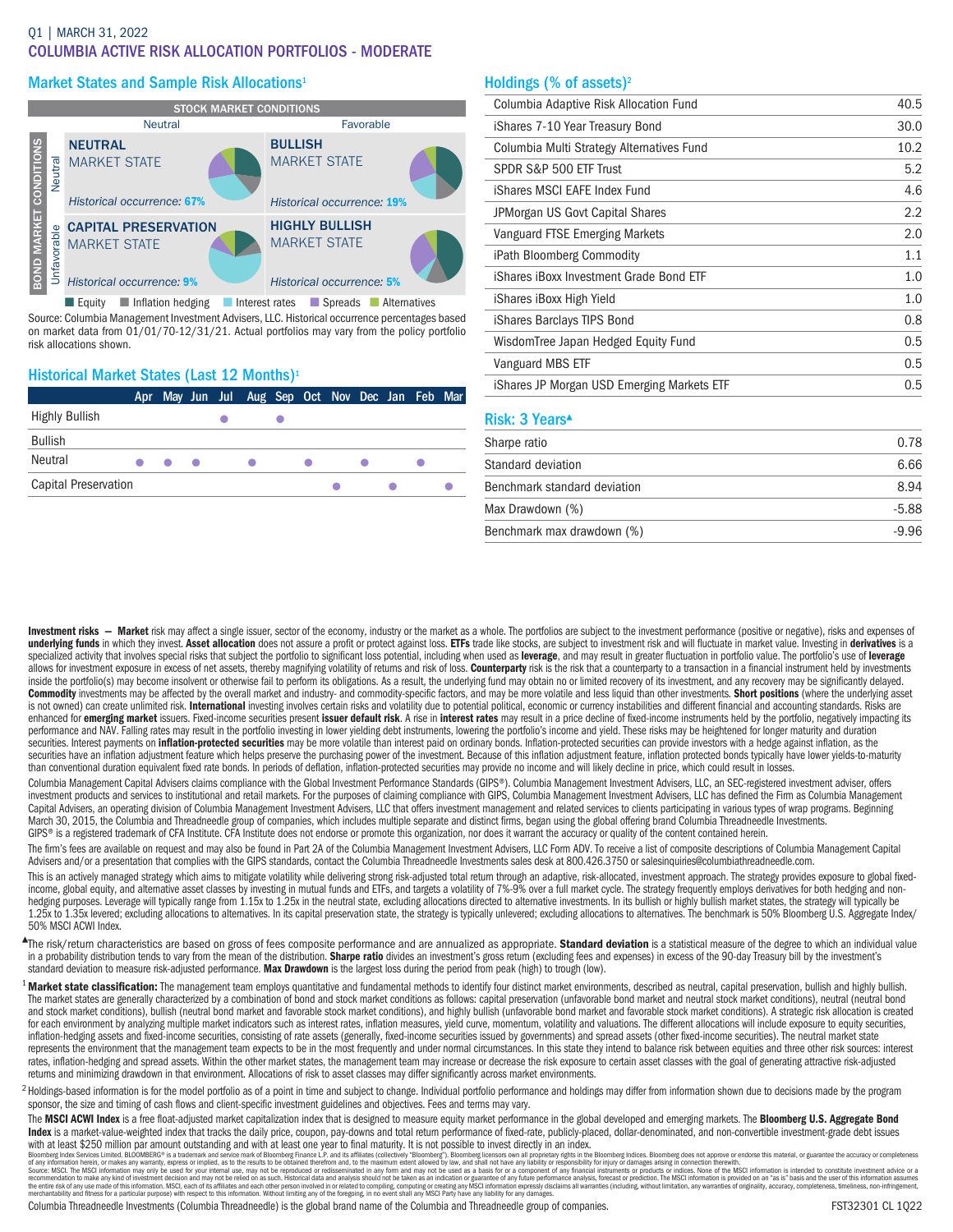Q1 | MARCH 31, 2022

# COLUMBIA ACTIVE RISK ALLOCATION PORTFOLIOS - MODERATE

## Market States and Sample Risk Allocations[1]

STOCK MARKET CONDITIONS

Neutral | Favorable

BOND MARKET CONDITIONS: Neutral | Unfavorable

**NEUTRAL** MARKET STATE
*Historical occurrence: 67%*

**BULLISH** MARKET STATE
*Historical occurrence: 19%*

**CAPITAL PRESERVATION** MARKET STATE
*Historical occurrence: 9%*

**HIGHLY BULLISH** MARKET STATE
*Historical occurrence: 5%*

Equity · Inflation hedging · Interest rates · Spreads · Alternatives

Source: Columbia Management Investment Advisers, LLC. Historical occurrence percentages based on market data from 01/01/70-12/31/21. Actual portfolios may vary from the policy portfolio risk allocations shown.

## Historical Market States (Last 12 Months)[1]

| | Apr | May | Jun | Jul | Aug | Sep | Oct | Nov | Dec | Jan | Feb | Mar |
|---|---|---|---|---|---|---|---|---|---|---|---|---|
| Highly Bullish | | | | ● | | ● | | | | | | |
| Bullish | | | | | | | | | | | | |
| Neutral | ● | ● | ● | | ● | | ● | | ● | | ● | |
| Capital Preservation | | | | | | | | ● | | ● | | ● |

## Holdings (% of assets)[2]

| | |
|---|---|
| Columbia Adaptive Risk Allocation Fund | 40.5 |
| iShares 7-10 Year Treasury Bond | 30.0 |
| Columbia Multi Strategy Alternatives Fund | 10.2 |
| SPDR S&P 500 ETF Trust | 5.2 |
| iShares MSCI EAFE Index Fund | 4.6 |
| JPMorgan US Govt Capital Shares | 2.2 |
| Vanguard FTSE Emerging Markets | 2.0 |
| iPath Bloomberg Commodity | 1.1 |
| iShares iBoxx Investment Grade Bond ETF | 1.0 |
| iShares iBoxx High Yield | 1.0 |
| iShares Barclays TIPS Bond | 0.8 |
| WisdomTree Japan Hedged Equity Fund | 0.5 |
| Vanguard MBS ETF | 0.5 |
| iShares JP Morgan USD Emerging Markets ETF | 0.5 |

## Risk: 3 Years▲

| | |
|---|---|
| Sharpe ratio | 0.78 |
| Standard deviation | 6.66 |
| Benchmark standard deviation | 8.94 |
| Max Drawdown (%) | -5.88 |
| Benchmark max drawdown (%) | -9.96 |

**Investment risks — Market** risk may affect a single issuer, sector of the economy, industry or the market as a whole. The portfolios are subject to the investment performance (positive or negative), risks and expenses of **underlying funds** in which they invest. **Asset allocation** does not assure a profit or protect against loss. **ETFs** trade like stocks, are subject to investment risk and will fluctuate in market value. Investing in **derivatives** is a specialized activity that involves special risks that subject the portfolio to significant loss potential, including when used as **leverage**, and may result in greater fluctuation in portfolio value. The portfolio's use of **leverage** allows for investment exposure in excess of net assets, thereby magnifying volatility of returns and risk of loss. **Counterparty** risk is the risk that a counterparty to a transaction in a financial instrument held by investments inside the portfolio(s) may become insolvent or otherwise fail to perform its obligations. As a result, the underlying fund may obtain no or limited recovery of its investment, and any recovery may be significantly delayed. **Commodity** investments may be affected by the overall market and industry- and commodity-specific factors, and may be more volatile and less liquid than other investments. **Short positions** (where the underlying asset is not owned) can create unlimited risk. **International** investing involves certain risks and volatility due to potential political, economic or currency instabilities and different financial and accounting standards. Risks are enhanced for **emerging market** issuers. Fixed-income securities present **issuer default risk**. A rise in **interest rates** may result in a price decline of fixed-income instruments held by the portfolio, negatively impacting its performance and NAV. Falling rates may result in the portfolio investing in lower yielding debt instruments, lowering the portfolio's income and yield. These risks may be heightened for longer maturity and duration securities. Interest payments on **inflation-protected securities** may be more volatile than interest paid on ordinary bonds. Inflation-protected securities can provide investors with a hedge against inflation, as the securities have an inflation adjustment feature which helps preserve the purchasing power of the investment. Because of this inflation adjustment feature, inflation protected bonds typically have lower yields-to-maturity than conventional duration equivalent fixed rate bonds. In periods of deflation, inflation-protected securities may provide no income and will likely decline in price, which could result in losses.

Columbia Management Capital Advisers claims compliance with the Global Investment Performance Standards (GIPS®). Columbia Management Investment Advisers, LLC, an SEC-registered investment adviser, offers investment products and services to institutional and retail markets. For the purposes of claiming compliance with GIPS, Columbia Management Investment Advisers, LLC has defined the Firm as Columbia Management Capital Advisers, an operating division of Columbia Management Investment Advisers, LLC that offers investment management and related services to clients participating in various types of wrap programs. Beginning March 30, 2015, the Columbia and Threadneedle group of companies, which includes multiple separate and distinct firms, began using the global offering brand Columbia Threadneedle Investments.
GIPS® is a registered trademark of CFA Institute. CFA Institute does not endorse or promote this organization, nor does it warrant the accuracy or quality of the content contained herein.

The firm's fees are available on request and may also be found in Part 2A of the Columbia Management Investment Advisers, LLC Form ADV. To receive a list of composite descriptions of Columbia Management Capital Advisers and/or a presentation that complies with the GIPS standards, contact the Columbia Threadneedle Investments sales desk at 800.426.3750 or salesinquiries@columbiathreadneedle.com.

This is an actively managed strategy which aims to mitigate volatility while delivering strong risk-adjusted total return through an adaptive, risk-allocated, investment approach. The strategy provides exposure to global fixed-income, global equity, and alternative asset classes by investing in mutual funds and ETFs, and targets a volatility of 7%-9% over a full market cycle. The strategy frequently employs derivatives for both hedging and non-hedging purposes. Leverage will typically range from 1.15x to 1.25x in the neutral state, excluding allocations directed to alternative investments. In its bullish or highly bullish market states, the strategy will typically be 1.25x to 1.35x levered; excluding allocations to alternatives. In its capital preservation state, the strategy is typically unlevered; excluding allocations to alternatives. The benchmark is 50% Bloomberg U.S. Aggregate Bond Index/ 50% MSCI ACWI Index.

▲The risk/return characteristics are based on gross of fees composite performance and are annualized as appropriate. **Standard deviation** is a statistical measure of the degree to which an individual value in a probability distribution tends to vary from the mean of the distribution. **Sharpe ratio** divides an investment's gross return (excluding fees and expenses) in excess of the 90-day Treasury bill by the investment's standard deviation to measure risk-adjusted performance. **Max Drawdown** is the largest loss during the period from peak (high) to trough (low).

[1] **Market state classification:** The management team employs quantitative and fundamental methods to identify four distinct market environments, described as neutral, capital preservation, bullish and highly bullish. The market states are generally characterized by a combination of bond and stock market conditions as follows: capital preservation (unfavorable bond market and neutral stock market conditions), neutral (neutral bond and stock market conditions), bullish (neutral bond market and favorable stock market conditions), and highly bullish (unfavorable bond market and favorable stock market conditions). A strategic risk allocation is created for each environment by analyzing multiple market indicators such as interest rates, inflation measures, yield curve, momentum, volatility and valuations. The different allocations will include exposure to equity securities, inflation-hedging assets and fixed-income securities, consisting of rate assets (generally, fixed-income securities issued by governments) and spread assets (other fixed-income securities). The neutral market state represents the environment that the management team expects to be in the most frequently and under normal circumstances. In this state they intend to balance risk between equities and three other risk sources: interest rates, inflation-hedging and spread assets. Within the other market states, the management team may increase or decrease the risk exposure to certain asset classes with the goal of generating attractive risk-adjusted returns and minimizing drawdown in that environment. Allocations of risk to asset classes may differ significantly across market environments.

[2] Holdings-based information is for the model portfolio as of a point in time and subject to change. Individual portfolio performance and holdings may differ from information shown due to decisions made by the program sponsor, the size and timing of cash flows and client-specific investment guidelines and objectives. Fees and terms may vary.

The **MSCI ACWI Index** is a free float-adjusted market capitalization index that is designed to measure equity market performance in the global developed and emerging markets. The **Bloomberg U.S. Aggregate Bond Index** is a market-value-weighted index that tracks the daily price, coupon, pay-downs and total return performance of fixed-rate, publicly-placed, dollar-denominated, and non-convertible investment-grade debt issues with at least $250 million par amount outstanding and with at least one year to final maturity. It is not possible to invest directly in an index.

Bloomberg Index Services Limited. BLOOMBERG® is a trademark and service mark of Bloomberg Finance L.P. and its affiliates (collectively "Bloomberg"). Bloomberg licensors own all proprietary rights in the Bloomberg Indices. Bloomberg does not approve or endorse this material, or guarantee the accuracy or completeness of any information herein, or makes any warranty, express or implied, as to the results to be obtained therefrom and, to the maximum extent allowed by law, and shall not have any liability or responsibility for injury or damages arising in connection therewith.
Source: MSCI. The MSCI information may only be used for your internal use, may not be reproduced or redisseminated in any form and may not be used as a basis for or a component of any financial instruments or products or indices. None of the MSCI information is intended to constitute investment advice or a recommendation to make any kind of investment decision and may not be relied on as such. Historical data and analysis should not be taken as an indication or guarantee of any future performance analysis, forecast or prediction. The MSCI information is provided on an "as is" basis and the user of this information assumes the entire risk of any use made of this information. MSCI, each of its affiliates and each other person involved in or related to compiling, computing or creating any MSCI information expressly disclaims all warranties (including, without limitation, any warranties of originality, accuracy, completeness, timeliness, non-infringement, merchantability and fitness for a particular purpose) with respect to this information. Without limiting any of the foregoing, in no event shall any MSCI Party have any liability for any damages.

Columbia Threadneedle Investments (Columbia Threadneedle) is the global brand name of the Columbia and Threadneedle group of companies.

FST32301 CL 1Q22